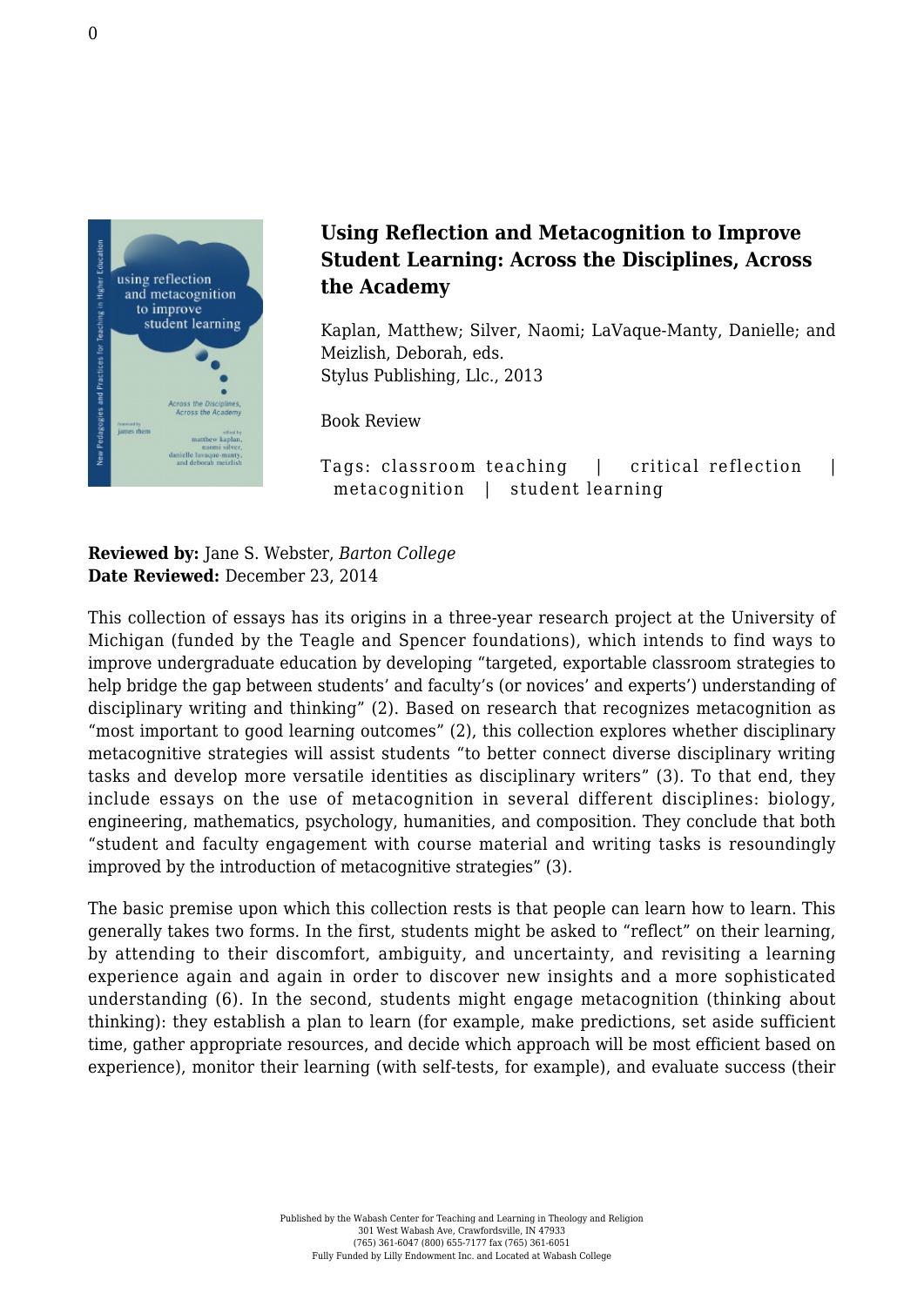# Using Reflection and Metacognition to Improve Student Learning: Across the Disciplines, Across the Academy

Kaplan, Matthew; Silver, Naomi; LaVaque-Manty, Danielle; and Meizlish, Deborah, eds.
Stylus Publishing, Llc., 2013

Book Review

Tags: classroom teaching | critical reflection | metacognition | student learning

**Reviewed by:** Jane S. Webster, *Barton College*
**Date Reviewed:** December 23, 2014

This collection of essays has its origins in a three-year research project at the University of Michigan (funded by the Teagle and Spencer foundations), which intends to find ways to improve undergraduate education by developing "targeted, exportable classroom strategies to help bridge the gap between students' and faculty's (or novices' and experts') understanding of disciplinary writing and thinking" (2). Based on research that recognizes metacognition as "most important to good learning outcomes" (2), this collection explores whether disciplinary metacognitive strategies will assist students "to better connect diverse disciplinary writing tasks and develop more versatile identities as disciplinary writers" (3). To that end, they include essays on the use of metacognition in several different disciplines: biology, engineering, mathematics, psychology, humanities, and composition. They conclude that both "student and faculty engagement with course material and writing tasks is resoundingly improved by the introduction of metacognitive strategies" (3).

The basic premise upon which this collection rests is that people can learn how to learn. This generally takes two forms. In the first, students might be asked to "reflect" on their learning, by attending to their discomfort, ambiguity, and uncertainty, and revisiting a learning experience again and again in order to discover new insights and a more sophisticated understanding (6). In the second, students might engage metacognition (thinking about thinking): they establish a plan to learn (for example, make predictions, set aside sufficient time, gather appropriate resources, and decide which approach will be most efficient based on experience), monitor their learning (with self-tests, for example), and evaluate success (their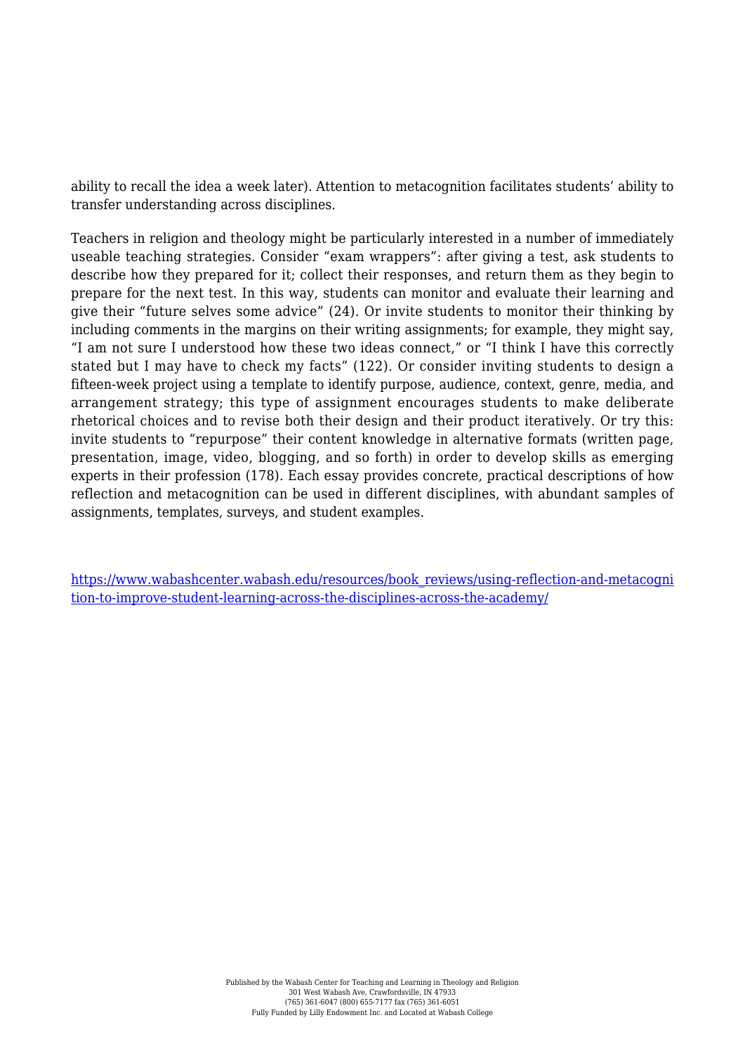ability to recall the idea a week later). Attention to metacognition facilitates students' ability to transfer understanding across disciplines.

Teachers in religion and theology might be particularly interested in a number of immediately useable teaching strategies. Consider "exam wrappers": after giving a test, ask students to describe how they prepared for it; collect their responses, and return them as they begin to prepare for the next test. In this way, students can monitor and evaluate their learning and give their "future selves some advice" (24). Or invite students to monitor their thinking by including comments in the margins on their writing assignments; for example, they might say, "I am not sure I understood how these two ideas connect," or "I think I have this correctly stated but I may have to check my facts" (122). Or consider inviting students to design a fifteen-week project using a template to identify purpose, audience, context, genre, media, and arrangement strategy; this type of assignment encourages students to make deliberate rhetorical choices and to revise both their design and their product iteratively. Or try this: invite students to "repurpose" their content knowledge in alternative formats (written page, presentation, image, video, blogging, and so forth) in order to develop skills as emerging experts in their profession (178). Each essay provides concrete, practical descriptions of how reflection and metacognition can be used in different disciplines, with abundant samples of assignments, templates, surveys, and student examples.

https://www.wabashcenter.wabash.edu/resources/book_reviews/using-reflection-and-metacognition-to-improve-student-learning-across-the-disciplines-across-the-academy/

Published by the Wabash Center for Teaching and Learning in Theology and Religion
301 West Wabash Ave, Crawfordsville, IN 47933
(765) 361-6047 (800) 655-7177 fax (765) 361-6051
Fully Funded by Lilly Endowment Inc. and Located at Wabash College